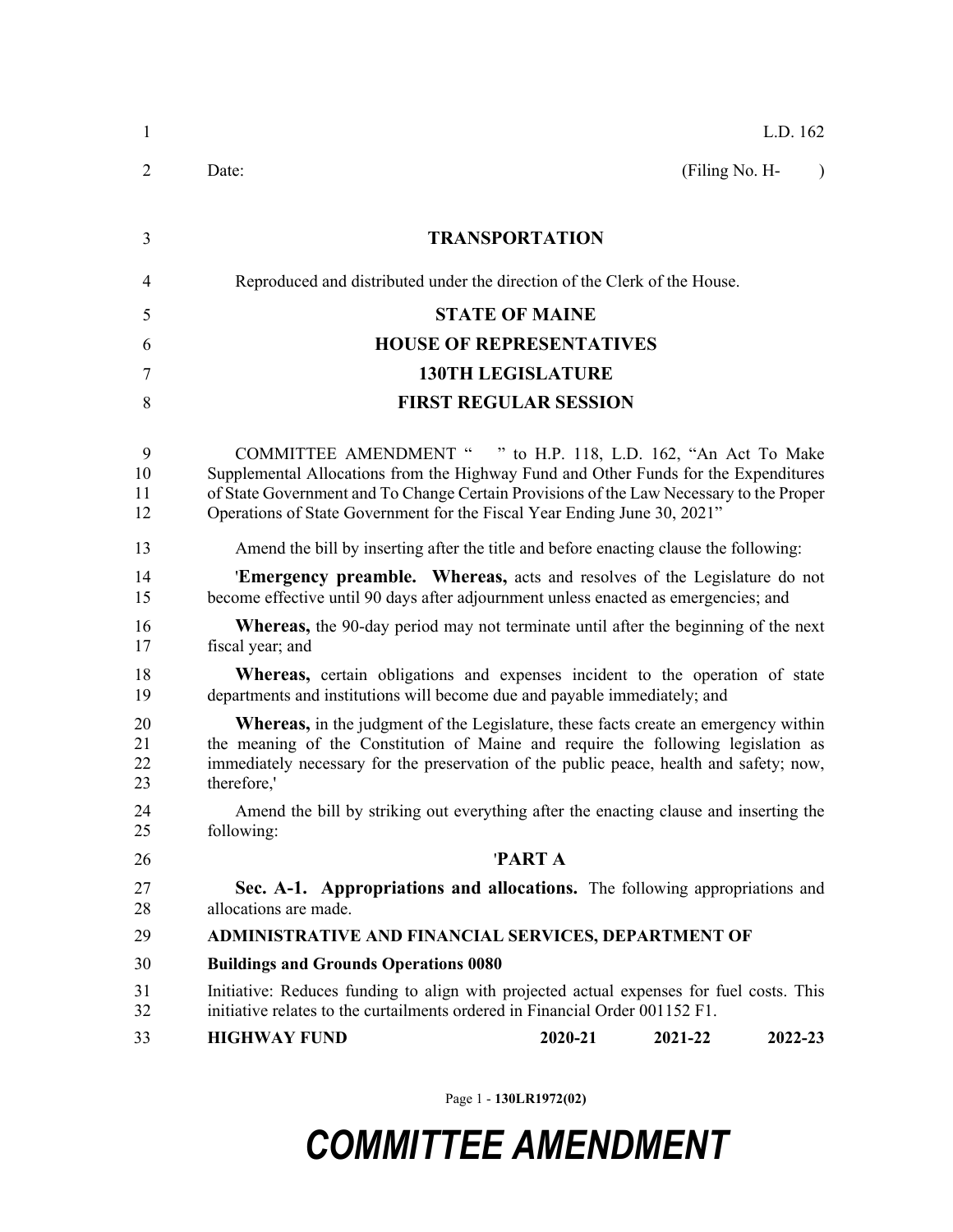L.D. 162

Date: (Filing No. H- )

**TRANSPORTATION**

Reproduced and distributed under the direction of the Clerk of the House.

**STATE OF MAINE**

**HOUSE OF REPRESENTATIVES**

**130TH LEGISLATURE**

**FIRST REGULAR SESSION**

COMMITTEE AMENDMENT " " to H.P. 118, L.D. 162, "An Act To Make Supplemental Allocations from the Highway Fund and Other Funds for the Expenditures of State Government and To Change Certain Provisions of the Law Necessary to the Proper Operations of State Government for the Fiscal Year Ending June 30, 2021"

Amend the bill by inserting after the title and before enacting clause the following:

'**Emergency preamble. Whereas,** acts and resolves of the Legislature do not become effective until 90 days after adjournment unless enacted as emergencies; and

**Whereas,** the 90-day period may not terminate until after the beginning of the next fiscal year; and

**Whereas,** certain obligations and expenses incident to the operation of state departments and institutions will become due and payable immediately; and

**Whereas,** in the judgment of the Legislature, these facts create an emergency within the meaning of the Constitution of Maine and require the following legislation as immediately necessary for the preservation of the public peace, health and safety; now, therefore,'

Amend the bill by striking out everything after the enacting clause and inserting the following:

**'PART A**

**Sec. A-1. Appropriations and allocations.** The following appropriations and allocations are made.

**ADMINISTRATIVE AND FINANCIAL SERVICES, DEPARTMENT OF**

**Buildings and Grounds Operations 0080**

Initiative: Reduces funding to align with projected actual expenses for fuel costs. This initiative relates to the curtailments ordered in Financial Order 001152 F1.

| HIGHWAY FUND | 2020-21 | 2021-22 | 2022-23 |
|---|---|---|---|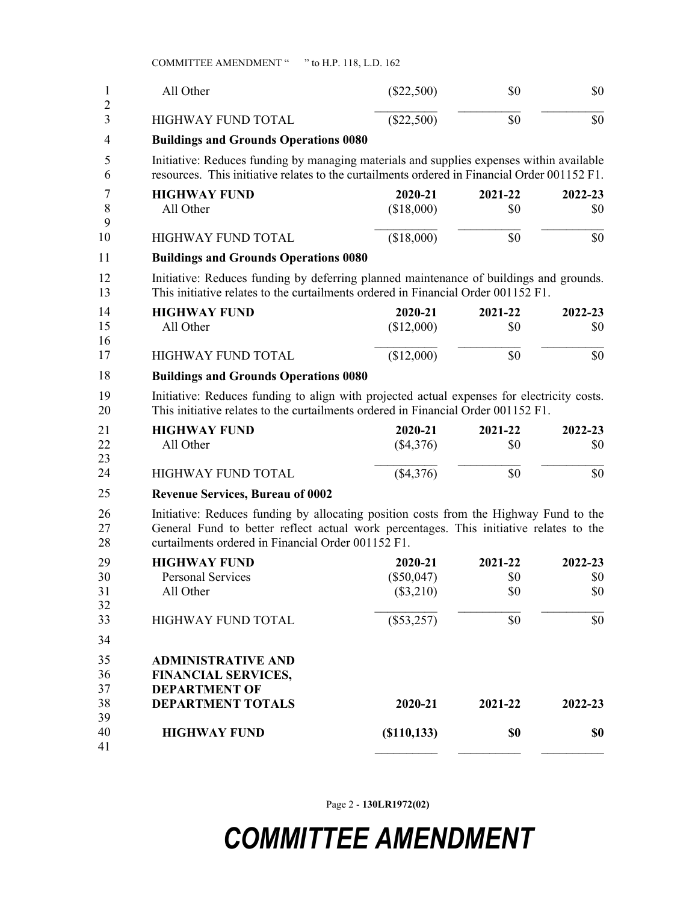| | 2020-21 | 2021-22 | 2022-23 |
|---|---|---|---|
| All Other | ($22,500) | $0 | $0 |
| HIGHWAY FUND TOTAL | ($22,500) | $0 | $0 |

**Buildings and Grounds Operations 0080**

Initiative: Reduces funding by managing materials and supplies expenses within available resources. This initiative relates to the curtailments ordered in Financial Order 001152 F1.

| **HIGHWAY FUND** | **2020-21** | **2021-22** | **2022-23** |
|---|---|---|---|
| All Other | ($18,000) | $0 | $0 |
| HIGHWAY FUND TOTAL | ($18,000) | $0 | $0 |

**Buildings and Grounds Operations 0080**

Initiative: Reduces funding by deferring planned maintenance of buildings and grounds. This initiative relates to the curtailments ordered in Financial Order 001152 F1.

| **HIGHWAY FUND** | **2020-21** | **2021-22** | **2022-23** |
|---|---|---|---|
| All Other | ($12,000) | $0 | $0 |
| HIGHWAY FUND TOTAL | ($12,000) | $0 | $0 |

**Buildings and Grounds Operations 0080**

Initiative: Reduces funding to align with projected actual expenses for electricity costs. This initiative relates to the curtailments ordered in Financial Order 001152 F1.

| **HIGHWAY FUND** | **2020-21** | **2021-22** | **2022-23** |
|---|---|---|---|
| All Other | ($4,376) | $0 | $0 |
| HIGHWAY FUND TOTAL | ($4,376) | $0 | $0 |

**Revenue Services, Bureau of 0002**

Initiative: Reduces funding by allocating position costs from the Highway Fund to the General Fund to better reflect actual work percentages. This initiative relates to the curtailments ordered in Financial Order 001152 F1.

| **HIGHWAY FUND** | **2020-21** | **2021-22** | **2022-23** |
|---|---|---|---|
| Personal Services | ($50,047) | $0 | $0 |
| All Other | ($3,210) | $0 | $0 |
| HIGHWAY FUND TOTAL | ($53,257) | $0 | $0 |

| **ADMINISTRATIVE AND FINANCIAL SERVICES, DEPARTMENT OF DEPARTMENT TOTALS** | **2020-21** | **2021-22** | **2022-23** |
|---|---|---|---|
| **HIGHWAY FUND** | **($110,133)** | **$0** | **$0** |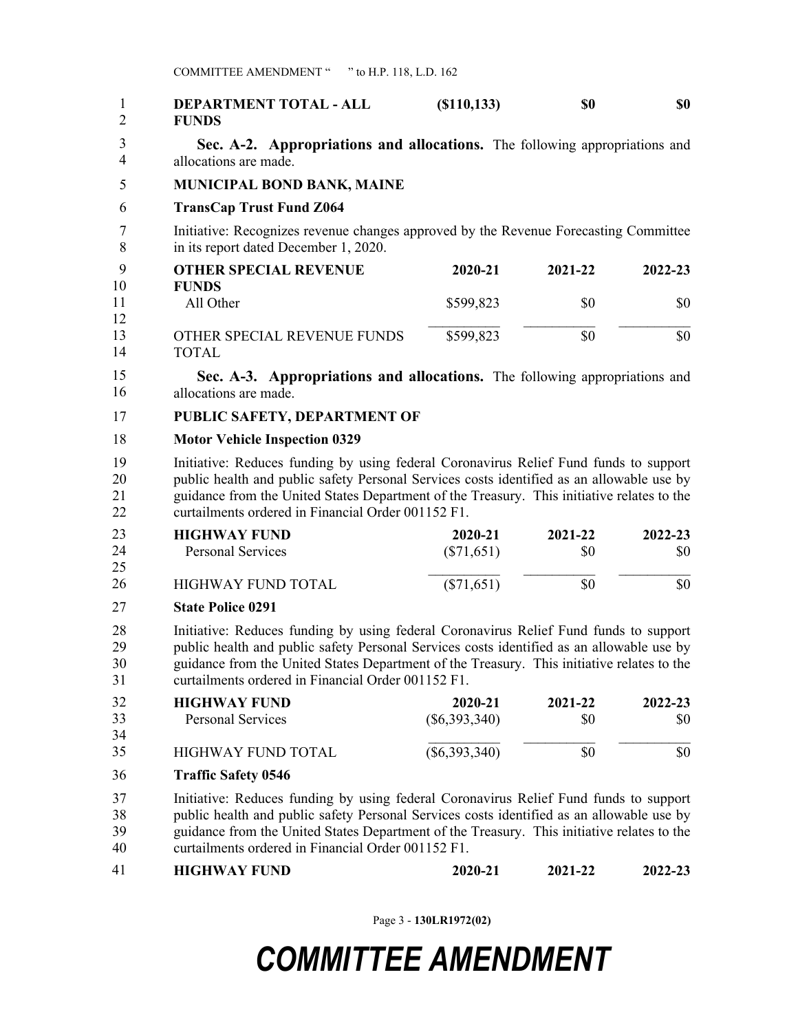| **DEPARTMENT TOTAL - ALL FUNDS** | **($110,133)** | **$0** | **$0** |
|---|---|---|---|

**Sec. A-2. Appropriations and allocations.** The following appropriations and allocations are made.

**MUNICIPAL BOND BANK, MAINE**

**TransCap Trust Fund Z064**

Initiative: Recognizes revenue changes approved by the Revenue Forecasting Committee in its report dated December 1, 2020.

| **OTHER SPECIAL REVENUE FUNDS** | **2020-21** | **2021-22** | **2022-23** |
|---|---|---|---|
| All Other | $599,823 | $0 | $0 |
| OTHER SPECIAL REVENUE FUNDS TOTAL | $599,823 | $0 | $0 |

**Sec. A-3. Appropriations and allocations.** The following appropriations and allocations are made.

**PUBLIC SAFETY, DEPARTMENT OF**

**Motor Vehicle Inspection 0329**

Initiative: Reduces funding by using federal Coronavirus Relief Fund funds to support public health and public safety Personal Services costs identified as an allowable use by guidance from the United States Department of the Treasury. This initiative relates to the curtailments ordered in Financial Order 001152 F1.

| **HIGHWAY FUND** | **2020-21** | **2021-22** | **2022-23** |
|---|---|---|---|
| Personal Services | ($71,651) | $0 | $0 |
| HIGHWAY FUND TOTAL | ($71,651) | $0 | $0 |

**State Police 0291**

Initiative: Reduces funding by using federal Coronavirus Relief Fund funds to support public health and public safety Personal Services costs identified as an allowable use by guidance from the United States Department of the Treasury. This initiative relates to the curtailments ordered in Financial Order 001152 F1.

| **HIGHWAY FUND** | **2020-21** | **2021-22** | **2022-23** |
|---|---|---|---|
| Personal Services | ($6,393,340) | $0 | $0 |
| HIGHWAY FUND TOTAL | ($6,393,340) | $0 | $0 |

**Traffic Safety 0546**

Initiative: Reduces funding by using federal Coronavirus Relief Fund funds to support public health and public safety Personal Services costs identified as an allowable use by guidance from the United States Department of the Treasury. This initiative relates to the curtailments ordered in Financial Order 001152 F1.

| **HIGHWAY FUND** | **2020-21** | **2021-22** | **2022-23** |
|---|---|---|---|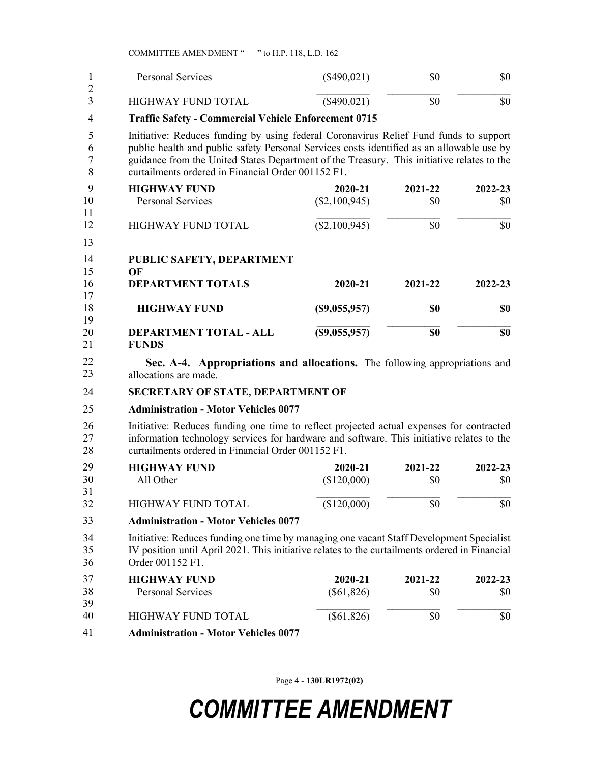| | | | |
|---|---|---|---|
| Personal Services | ($490,021) | $0 | $0 |
| HIGHWAY FUND TOTAL | ($490,021) | $0 | $0 |

**Traffic Safety - Commercial Vehicle Enforcement 0715**

Initiative: Reduces funding by using federal Coronavirus Relief Fund funds to support public health and public safety Personal Services costs identified as an allowable use by guidance from the United States Department of the Treasury. This initiative relates to the curtailments ordered in Financial Order 001152 F1.

| **HIGHWAY FUND** | **2020-21** | **2021-22** | **2022-23** |
|---|---|---|---|
| Personal Services | ($2,100,945) | $0 | $0 |
| HIGHWAY FUND TOTAL | ($2,100,945) | $0 | $0 |

| **PUBLIC SAFETY, DEPARTMENT OF** | | | |
|---|---|---|---|
| **DEPARTMENT TOTALS** | **2020-21** | **2021-22** | **2022-23** |
| **HIGHWAY FUND** | **($9,055,957)** | **$0** | **$0** |
| **DEPARTMENT TOTAL - ALL FUNDS** | **($9,055,957)** | **$0** | **$0** |

**Sec. A-4. Appropriations and allocations.** The following appropriations and allocations are made.

**SECRETARY OF STATE, DEPARTMENT OF**

**Administration - Motor Vehicles 0077**

Initiative: Reduces funding one time to reflect projected actual expenses for contracted information technology services for hardware and software. This initiative relates to the curtailments ordered in Financial Order 001152 F1.

| **HIGHWAY FUND** | **2020-21** | **2021-22** | **2022-23** |
|---|---|---|---|
| All Other | ($120,000) | $0 | $0 |
| HIGHWAY FUND TOTAL | ($120,000) | $0 | $0 |

**Administration - Motor Vehicles 0077**

Initiative: Reduces funding one time by managing one vacant Staff Development Specialist IV position until April 2021. This initiative relates to the curtailments ordered in Financial Order 001152 F1.

| **HIGHWAY FUND** | **2020-21** | **2021-22** | **2022-23** |
|---|---|---|---|
| Personal Services | ($61,826) | $0 | $0 |
| HIGHWAY FUND TOTAL | ($61,826) | $0 | $0 |

**Administration - Motor Vehicles 0077**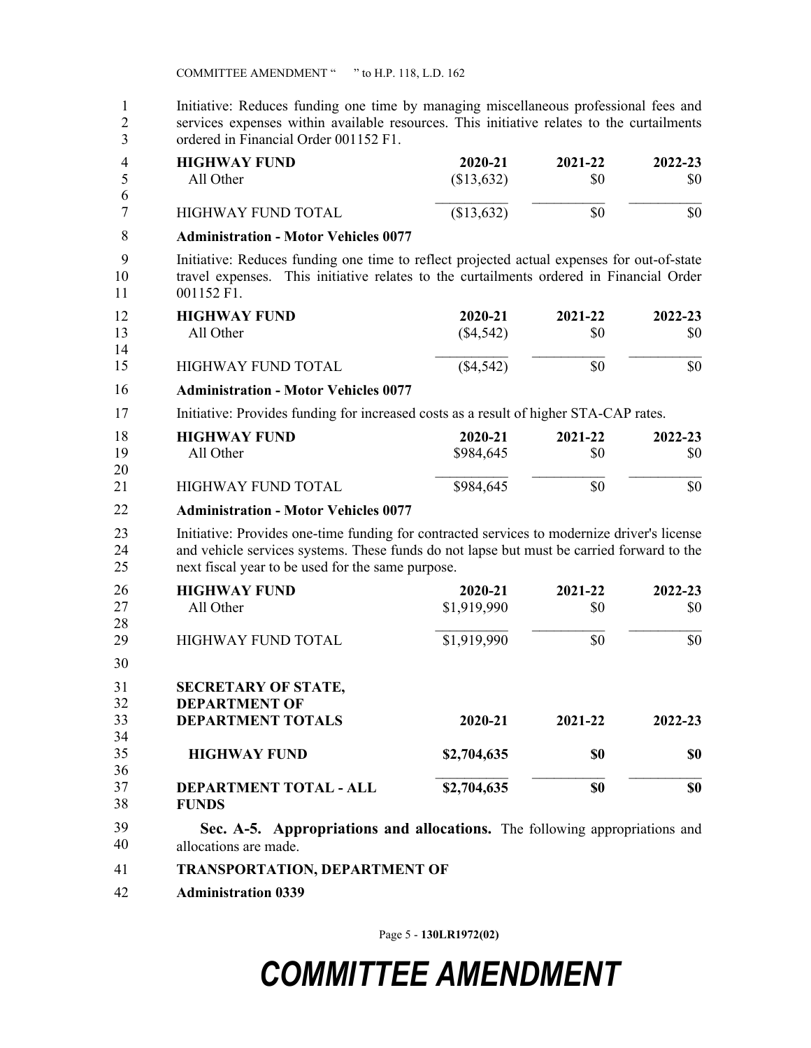Initiative: Reduces funding one time by managing miscellaneous professional fees and services expenses within available resources. This initiative relates to the curtailments ordered in Financial Order 001152 F1.

| HIGHWAY FUND | 2020-21 | 2021-22 | 2022-23 |
|---|---|---|---|
| All Other | ($13,632) | $0 | $0 |
| HIGHWAY FUND TOTAL | ($13,632) | $0 | $0 |

**Administration - Motor Vehicles 0077**

Initiative: Reduces funding one time to reflect projected actual expenses for out-of-state travel expenses. This initiative relates to the curtailments ordered in Financial Order 001152 F1.

| HIGHWAY FUND | 2020-21 | 2021-22 | 2022-23 |
|---|---|---|---|
| All Other | ($4,542) | $0 | $0 |
| HIGHWAY FUND TOTAL | ($4,542) | $0 | $0 |

**Administration - Motor Vehicles 0077**

Initiative: Provides funding for increased costs as a result of higher STA-CAP rates.

| HIGHWAY FUND | 2020-21 | 2021-22 | 2022-23 |
|---|---|---|---|
| All Other | $984,645 | $0 | $0 |
| HIGHWAY FUND TOTAL | $984,645 | $0 | $0 |

**Administration - Motor Vehicles 0077**

Initiative: Provides one-time funding for contracted services to modernize driver's license and vehicle services systems. These funds do not lapse but must be carried forward to the next fiscal year to be used for the same purpose.

| HIGHWAY FUND | 2020-21 | 2021-22 | 2022-23 |
|---|---|---|---|
| All Other | $1,919,990 | $0 | $0 |
| HIGHWAY FUND TOTAL | $1,919,990 | $0 | $0 |

| **SECRETARY OF STATE, DEPARTMENT OF DEPARTMENT TOTALS** | **2020-21** | **2021-22** | **2022-23** |
|---|---|---|---|
| **HIGHWAY FUND** | **$2,704,635** | **$0** | **$0** |
| **DEPARTMENT TOTAL - ALL FUNDS** | **$2,704,635** | **$0** | **$0** |

**Sec. A-5. Appropriations and allocations.** The following appropriations and allocations are made.

**TRANSPORTATION, DEPARTMENT OF**

**Administration 0339**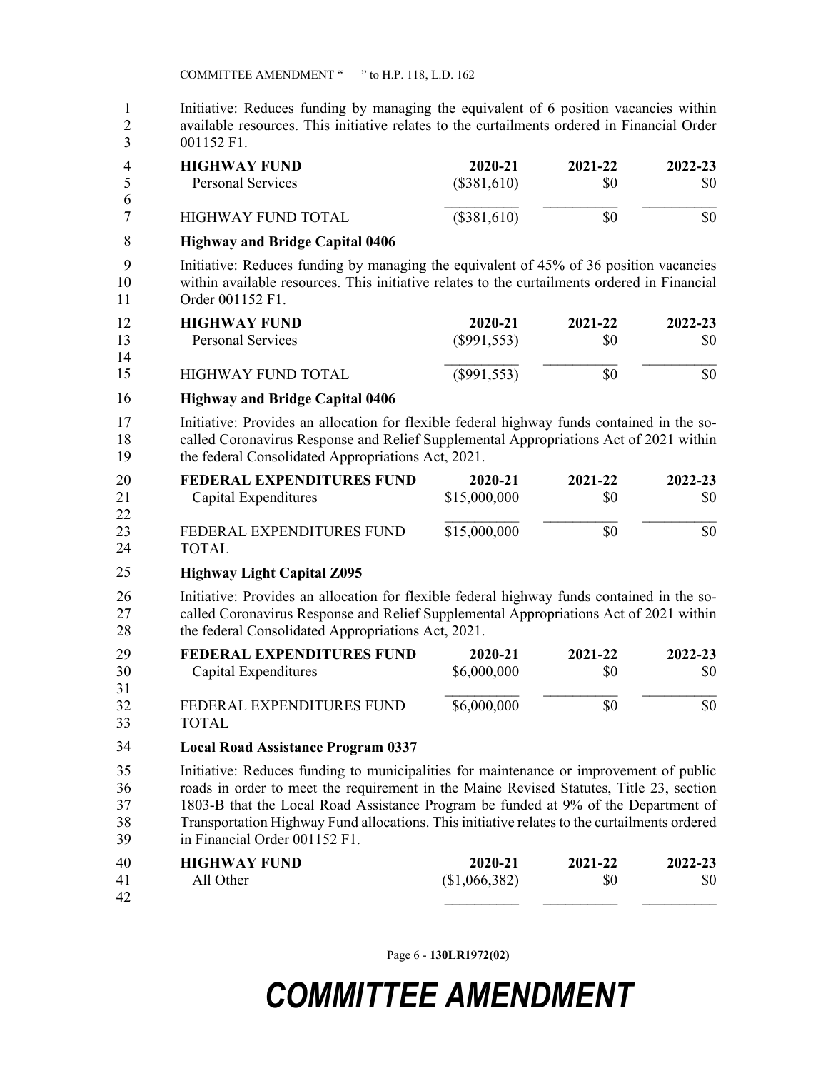Initiative: Reduces funding by managing the equivalent of 6 position vacancies within available resources. This initiative relates to the curtailments ordered in Financial Order 001152 F1.

| HIGHWAY FUND | 2020-21 | 2021-22 | 2022-23 |
|---|---|---|---|
| Personal Services | ($381,610) | $0 | $0 |
| HIGHWAY FUND TOTAL | ($381,610) | $0 | $0 |

**Highway and Bridge Capital 0406**

Initiative: Reduces funding by managing the equivalent of 45% of 36 position vacancies within available resources. This initiative relates to the curtailments ordered in Financial Order 001152 F1.

| HIGHWAY FUND | 2020-21 | 2021-22 | 2022-23 |
|---|---|---|---|
| Personal Services | ($991,553) | $0 | $0 |
| HIGHWAY FUND TOTAL | ($991,553) | $0 | $0 |

**Highway and Bridge Capital 0406**

Initiative: Provides an allocation for flexible federal highway funds contained in the so-called Coronavirus Response and Relief Supplemental Appropriations Act of 2021 within the federal Consolidated Appropriations Act, 2021.

| FEDERAL EXPENDITURES FUND | 2020-21 | 2021-22 | 2022-23 |
|---|---|---|---|
| Capital Expenditures | $15,000,000 | $0 | $0 |
| FEDERAL EXPENDITURES FUND TOTAL | $15,000,000 | $0 | $0 |

**Highway Light Capital Z095**

Initiative: Provides an allocation for flexible federal highway funds contained in the so-called Coronavirus Response and Relief Supplemental Appropriations Act of 2021 within the federal Consolidated Appropriations Act, 2021.

| FEDERAL EXPENDITURES FUND | 2020-21 | 2021-22 | 2022-23 |
|---|---|---|---|
| Capital Expenditures | $6,000,000 | $0 | $0 |
| FEDERAL EXPENDITURES FUND TOTAL | $6,000,000 | $0 | $0 |

**Local Road Assistance Program 0337**

Initiative: Reduces funding to municipalities for maintenance or improvement of public roads in order to meet the requirement in the Maine Revised Statutes, Title 23, section 1803-B that the Local Road Assistance Program be funded at 9% of the Department of Transportation Highway Fund allocations. This initiative relates to the curtailments ordered in Financial Order 001152 F1.

| HIGHWAY FUND | 2020-21 | 2021-22 | 2022-23 |
|---|---|---|---|
| All Other | ($1,066,382) | $0 | $0 |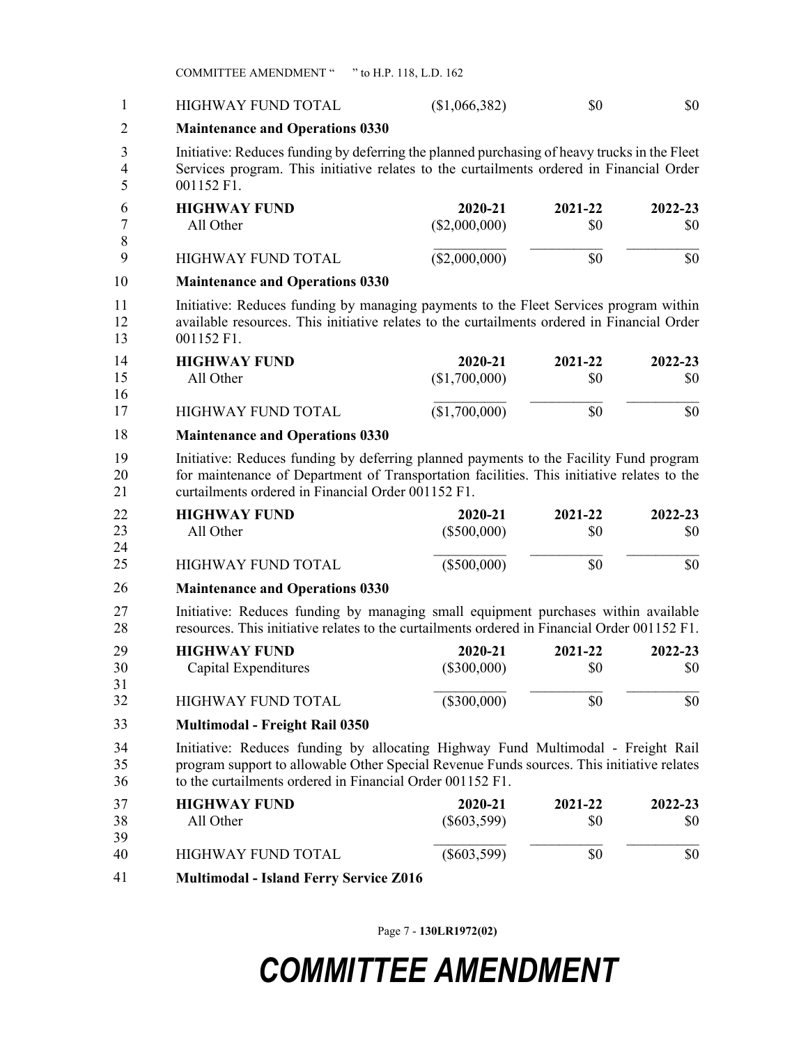| | | | |
|---|---|---|---|
| HIGHWAY FUND TOTAL | ($1,066,382) | $0 | $0 |

**Maintenance and Operations 0330**

Initiative: Reduces funding by deferring the planned purchasing of heavy trucks in the Fleet Services program. This initiative relates to the curtailments ordered in Financial Order 001152 F1.

| HIGHWAY FUND | 2020-21 | 2021-22 | 2022-23 |
|---|---|---|---|
| All Other | ($2,000,000) | $0 | $0 |
| HIGHWAY FUND TOTAL | ($2,000,000) | $0 | $0 |

**Maintenance and Operations 0330**

Initiative: Reduces funding by managing payments to the Fleet Services program within available resources. This initiative relates to the curtailments ordered in Financial Order 001152 F1.

| HIGHWAY FUND | 2020-21 | 2021-22 | 2022-23 |
|---|---|---|---|
| All Other | ($1,700,000) | $0 | $0 |
| HIGHWAY FUND TOTAL | ($1,700,000) | $0 | $0 |

**Maintenance and Operations 0330**

Initiative: Reduces funding by deferring planned payments to the Facility Fund program for maintenance of Department of Transportation facilities. This initiative relates to the curtailments ordered in Financial Order 001152 F1.

| HIGHWAY FUND | 2020-21 | 2021-22 | 2022-23 |
|---|---|---|---|
| All Other | ($500,000) | $0 | $0 |
| HIGHWAY FUND TOTAL | ($500,000) | $0 | $0 |

**Maintenance and Operations 0330**

Initiative: Reduces funding by managing small equipment purchases within available resources. This initiative relates to the curtailments ordered in Financial Order 001152 F1.

| HIGHWAY FUND | 2020-21 | 2021-22 | 2022-23 |
|---|---|---|---|
| Capital Expenditures | ($300,000) | $0 | $0 |
| HIGHWAY FUND TOTAL | ($300,000) | $0 | $0 |

**Multimodal - Freight Rail 0350**

Initiative: Reduces funding by allocating Highway Fund Multimodal - Freight Rail program support to allowable Other Special Revenue Funds sources. This initiative relates to the curtailments ordered in Financial Order 001152 F1.

| HIGHWAY FUND | 2020-21 | 2021-22 | 2022-23 |
|---|---|---|---|
| All Other | ($603,599) | $0 | $0 |
| HIGHWAY FUND TOTAL | ($603,599) | $0 | $0 |

**Multimodal - Island Ferry Service Z016**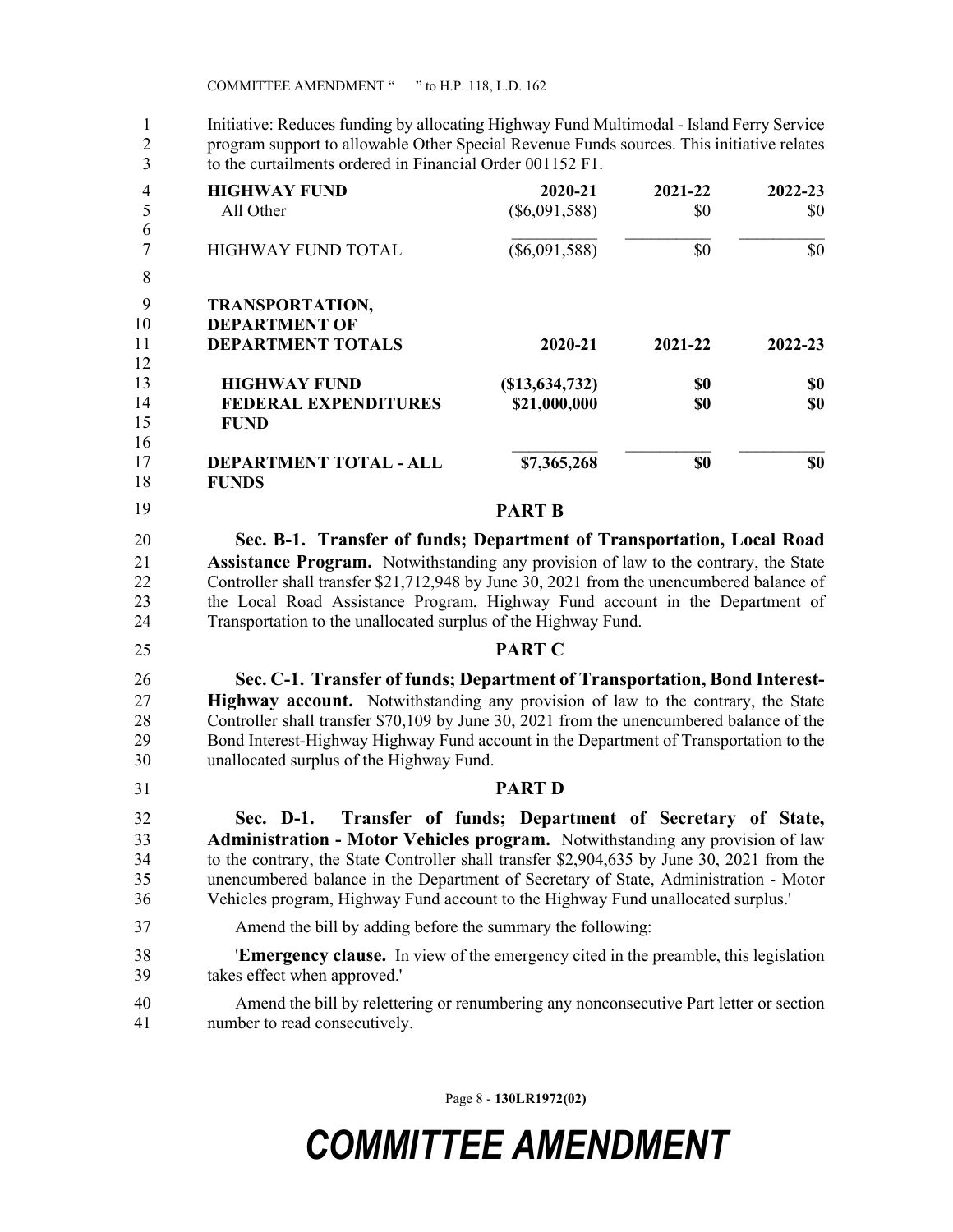Initiative: Reduces funding by allocating Highway Fund Multimodal - Island Ferry Service program support to allowable Other Special Revenue Funds sources. This initiative relates to the curtailments ordered in Financial Order 001152 F1.

| HIGHWAY FUND | 2020-21 | 2021-22 | 2022-23 |
|---|---|---|---|
| All Other | ($6,091,588) | $0 | $0 |
| HIGHWAY FUND TOTAL | ($6,091,588) | $0 | $0 |

| TRANSPORTATION, DEPARTMENT OF DEPARTMENT TOTALS | 2020-21 | 2021-22 | 2022-23 |
|---|---|---|---|
| **HIGHWAY FUND** | **($13,634,732)** | **$0** | **$0** |
| **FEDERAL EXPENDITURES FUND** | **$21,000,000** | **$0** | **$0** |
| **DEPARTMENT TOTAL - ALL FUNDS** | **$7,365,268** | **$0** | **$0** |

## PART B

**Sec. B-1. Transfer of funds; Department of Transportation, Local Road Assistance Program.** Notwithstanding any provision of law to the contrary, the State Controller shall transfer $21,712,948 by June 30, 2021 from the unencumbered balance of the Local Road Assistance Program, Highway Fund account in the Department of Transportation to the unallocated surplus of the Highway Fund.

## PART C

**Sec. C-1. Transfer of funds; Department of Transportation, Bond Interest-Highway account.** Notwithstanding any provision of law to the contrary, the State Controller shall transfer $70,109 by June 30, 2021 from the unencumbered balance of the Bond Interest-Highway Highway Fund account in the Department of Transportation to the unallocated surplus of the Highway Fund.

## PART D

**Sec. D-1. Transfer of funds; Department of Secretary of State, Administration - Motor Vehicles program.** Notwithstanding any provision of law to the contrary, the State Controller shall transfer $2,904,635 by June 30, 2021 from the unencumbered balance in the Department of Secretary of State, Administration - Motor Vehicles program, Highway Fund account to the Highway Fund unallocated surplus.'

Amend the bill by adding before the summary the following:

'**Emergency clause.** In view of the emergency cited in the preamble, this legislation takes effect when approved.'

Amend the bill by relettering or renumbering any nonconsecutive Part letter or section number to read consecutively.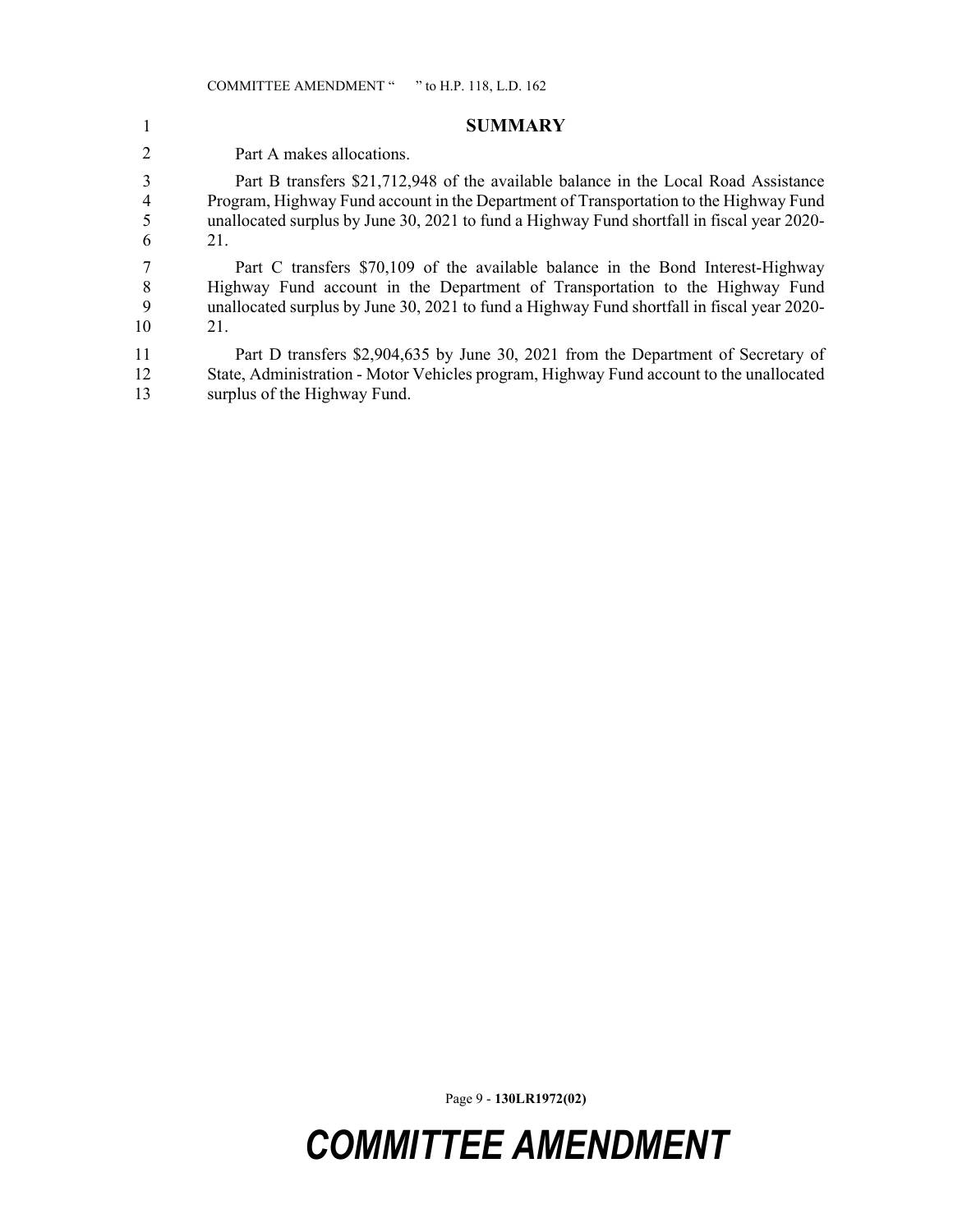## SUMMARY

Part A makes allocations.

Part B transfers $21,712,948 of the available balance in the Local Road Assistance Program, Highway Fund account in the Department of Transportation to the Highway Fund unallocated surplus by June 30, 2021 to fund a Highway Fund shortfall in fiscal year 2020-21.

Part C transfers $70,109 of the available balance in the Bond Interest-Highway Highway Fund account in the Department of Transportation to the Highway Fund unallocated surplus by June 30, 2021 to fund a Highway Fund shortfall in fiscal year 2020-21.

Part D transfers $2,904,635 by June 30, 2021 from the Department of Secretary of State, Administration - Motor Vehicles program, Highway Fund account to the unallocated surplus of the Highway Fund.